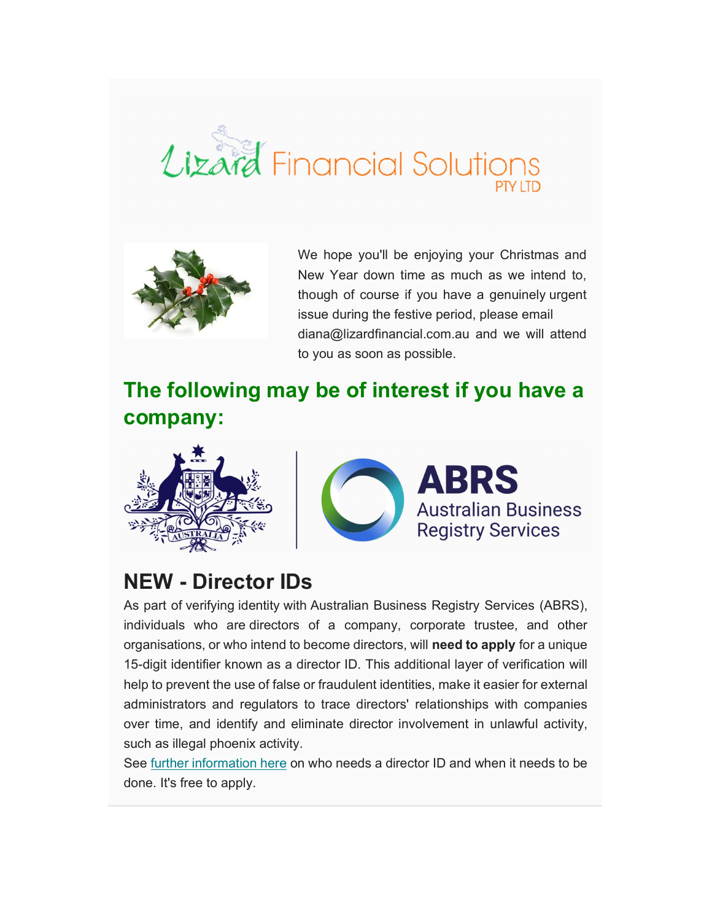# Lizard Financial Solutions PTY LTD

We hope you'll be enjoying your Christmas and New Year down time as much as we intend to, though of course if you have a genuinely urgent issue during the festive period, please email diana@lizardfinancial.com.au and we will attend to you as soon as possible.

## The following may be of interest if you have a company:

ABRS Australian Business Registry Services

## NEW - Director IDs

As part of verifying identity with Australian Business Registry Services (ABRS), individuals who are directors of a company, corporate trustee, and other organisations, or who intend to become directors, will **need to apply** for a unique 15-digit identifier known as a director ID. This additional layer of verification will help to prevent the use of false or fraudulent identities, make it easier for external administrators and regulators to trace directors' relationships with companies over time, and identify and eliminate director involvement in unlawful activity, such as illegal phoenix activity.

See further information here on who needs a director ID and when it needs to be done. It's free to apply.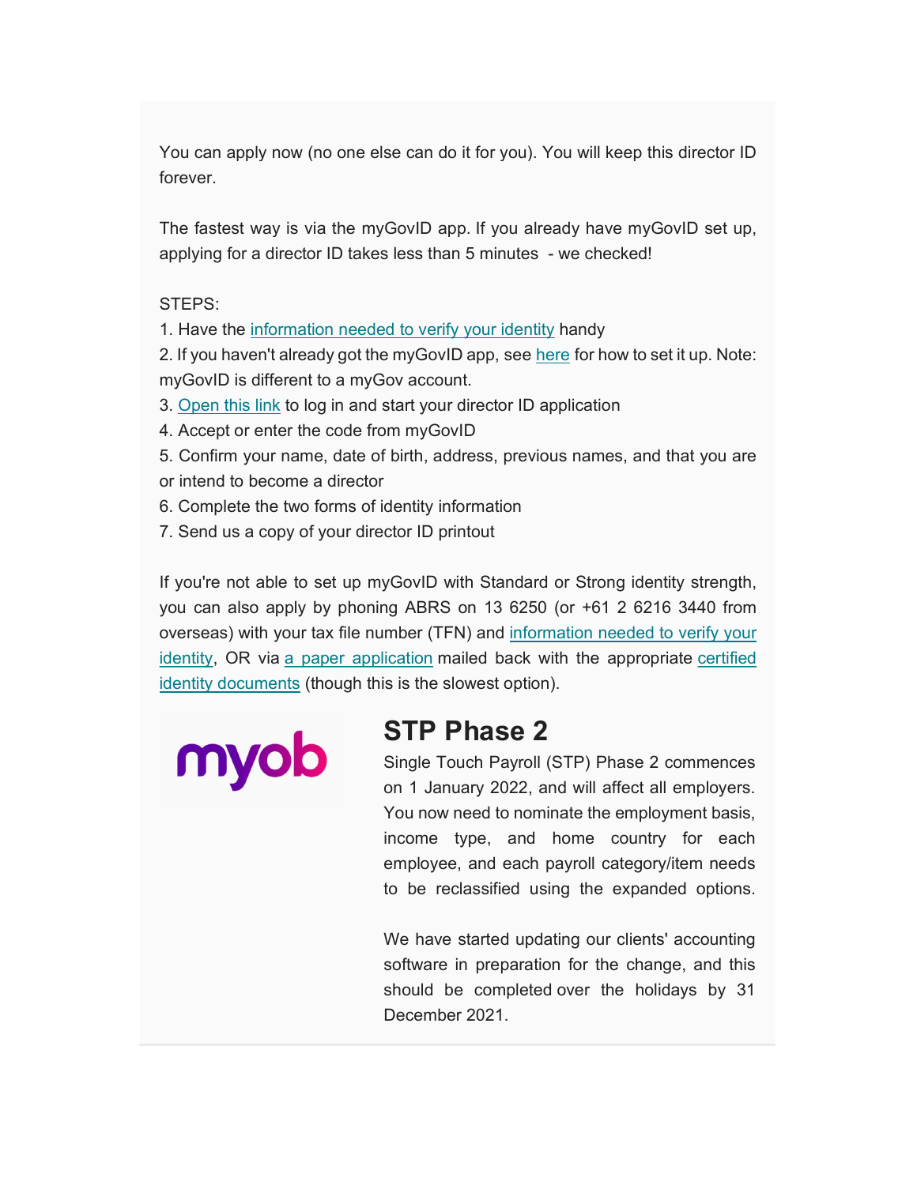You can apply now (no one else can do it for you). You will keep this director ID forever.

The fastest way is via the myGovID app. If you already have myGovID set up, applying for a director ID takes less than 5 minutes - we checked!

STEPS:

1. Have the information needed to verify your identity handy
2. If you haven't already got the myGovID app, see here for how to set it up. Note: myGovID is different to a myGov account.
3. Open this link to log in and start your director ID application
4. Accept or enter the code from myGovID
5. Confirm your name, date of birth, address, previous names, and that you are or intend to become a director
6. Complete the two forms of identity information
7. Send us a copy of your director ID printout

If you're not able to set up myGovID with Standard or Strong identity strength, you can also apply by phoning ABRS on 13 6250 (or +61 2 6216 3440 from overseas) with your tax file number (TFN) and information needed to verify your identity, OR via a paper application mailed back with the appropriate certified identity documents (though this is the slowest option).

## STP Phase 2

Single Touch Payroll (STP) Phase 2 commences on 1 January 2022, and will affect all employers. You now need to nominate the employment basis, income type, and home country for each employee, and each payroll category/item needs to be reclassified using the expanded options.

We have started updating our clients' accounting software in preparation for the change, and this should be completed over the holidays by 31 December 2021.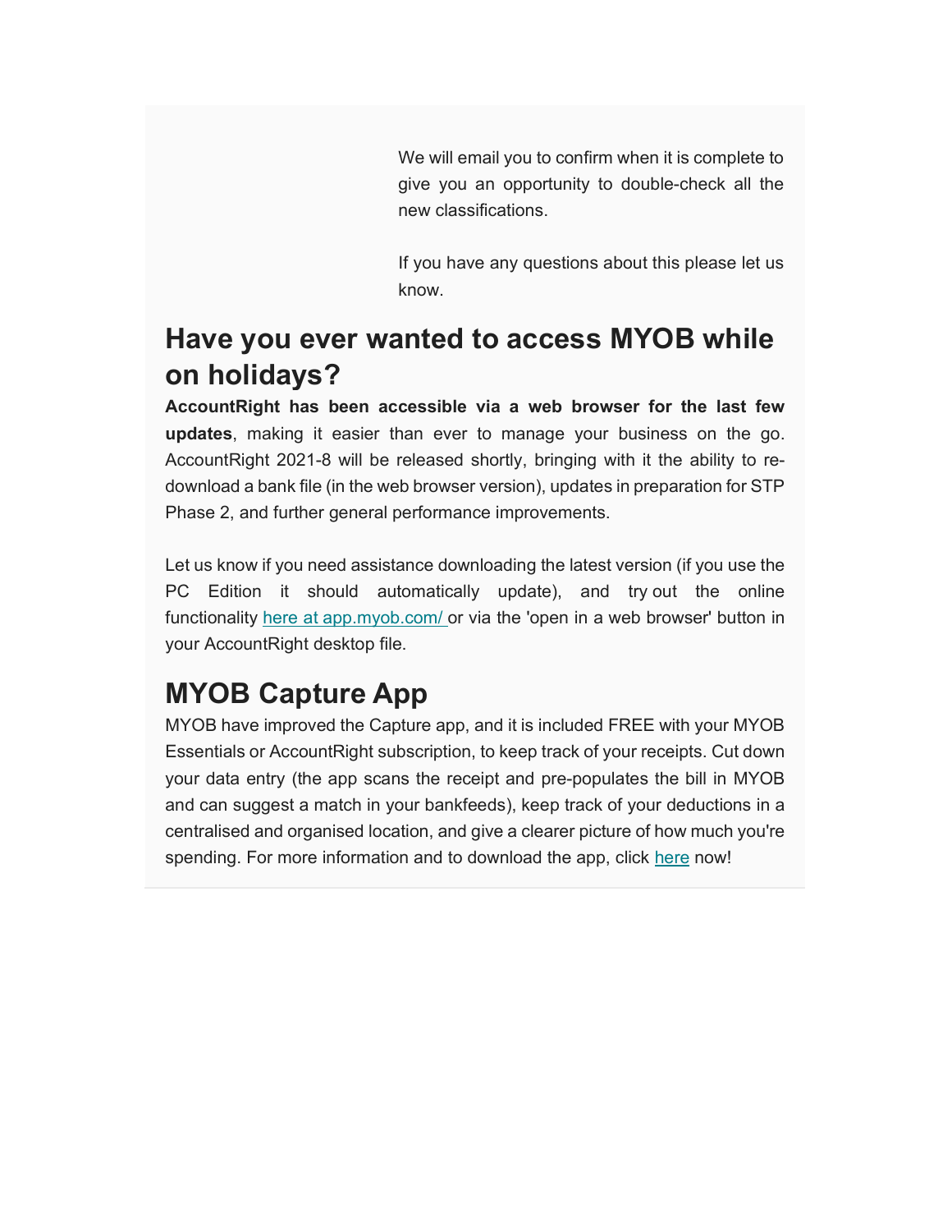We will email you to confirm when it is complete to give you an opportunity to double-check all the new classifications.

If you have any questions about this please let us know.

## Have you ever wanted to access MYOB while on holidays?

**AccountRight has been accessible via a web browser for the last few updates**, making it easier than ever to manage your business on the go. AccountRight 2021-8 will be released shortly, bringing with it the ability to re-download a bank file (in the web browser version), updates in preparation for STP Phase 2, and further general performance improvements.

Let us know if you need assistance downloading the latest version (if you use the PC Edition it should automatically update), and try out the online functionality here at app.myob.com/ or via the 'open in a web browser' button in your AccountRight desktop file.

## MYOB Capture App

MYOB have improved the Capture app, and it is included FREE with your MYOB Essentials or AccountRight subscription, to keep track of your receipts. Cut down your data entry (the app scans the receipt and pre-populates the bill in MYOB and can suggest a match in your bankfeeds), keep track of your deductions in a centralised and organised location, and give a clearer picture of how much you're spending. For more information and to download the app, click here now!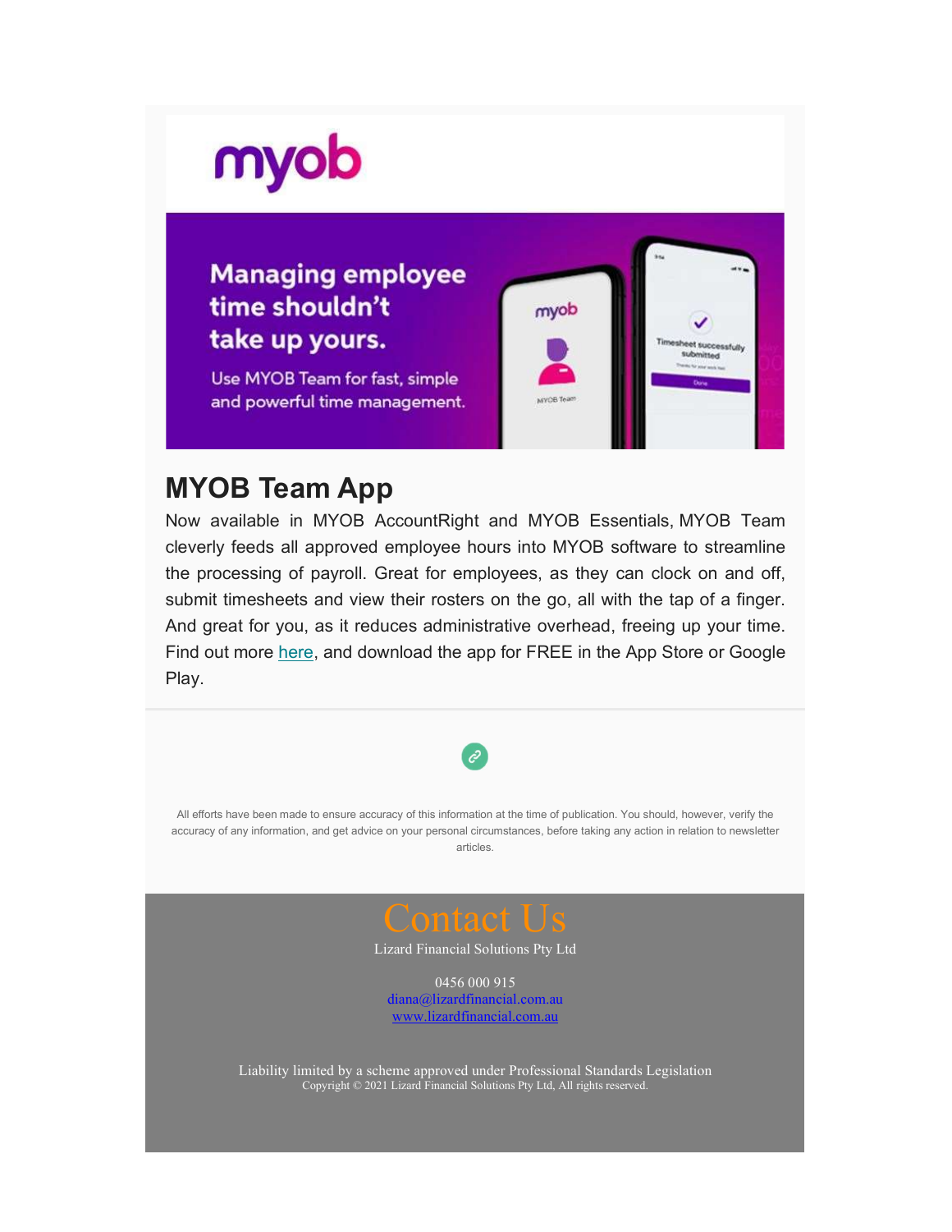## MYOB Team App

Now available in MYOB AccountRight and MYOB Essentials, MYOB Team cleverly feeds all approved employee hours into MYOB software to streamline the processing of payroll. Great for employees, as they can clock on and off, submit timesheets and view their rosters on the go, all with the tap of a finger. And great for you, as it reduces administrative overhead, freeing up your time. Find out more here, and download the app for FREE in the App Store or Google Play.

All efforts have been made to ensure accuracy of this information at the time of publication. You should, however, verify the accuracy of any information, and get advice on your personal circumstances, before taking any action in relation to newsletter articles.

# Contact Us

Lizard Financial Solutions Pty Ltd

0456 000 915
diana@lizardfinancial.com.au
www.lizardfinancial.com.au

Liability limited by a scheme approved under Professional Standards Legislation
Copyright © 2021 Lizard Financial Solutions Pty Ltd, All rights reserved.